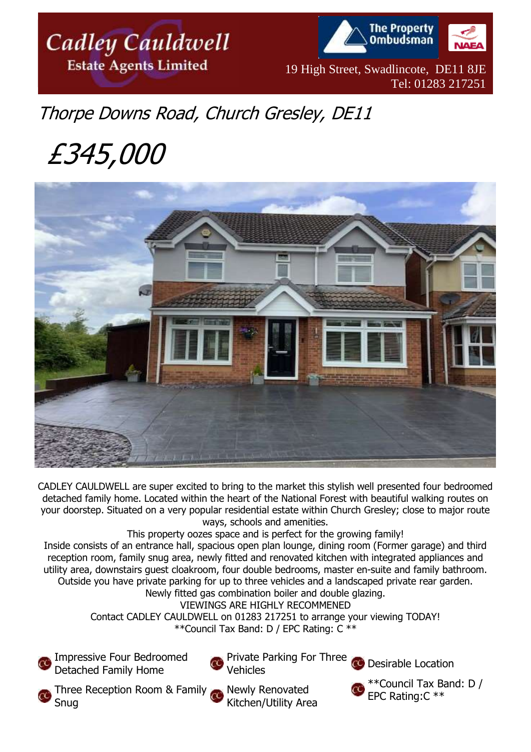Cadley Cauldwell
Estate Agents Limited

The Property Ombudsman

NAEA

19 High Street, Swadlincote, DE11 8JE
Tel: 01283 217251

# Thorpe Downs Road, Church Gresley, DE11

# £345,000

CADLEY CAULDWELL are super excited to bring to the market this stylish well presented four bedroomed detached family home. Located within the heart of the National Forest with beautiful walking routes on your doorstep. Situated on a very popular residential estate within Church Gresley; close to major route ways, schools and amenities.

This property oozes space and is perfect for the growing family!

Inside consists of an entrance hall, spacious open plan lounge, dining room (Former garage) and third reception room, family snug area, newly fitted and renovated kitchen with integrated appliances and utility area, downstairs guest cloakroom, four double bedrooms, master en-suite and family bathroom. Outside you have private parking for up to three vehicles and a landscaped private rear garden.

Newly fitted gas combination boiler and double glazing.

VIEWINGS ARE HIGHLY RECOMMENED

Contact CADLEY CAULDWELL on 01283 217251 to arrange your viewing TODAY!

**Council Tax Band: D / EPC Rating: C **

- Impressive Four Bedroomed Detached Family Home
- Three Reception Room & Family Snug
- Private Parking For Three Vehicles
- Newly Renovated Kitchen/Utility Area
- Desirable Location
- **Council Tax Band: D / EPC Rating:C **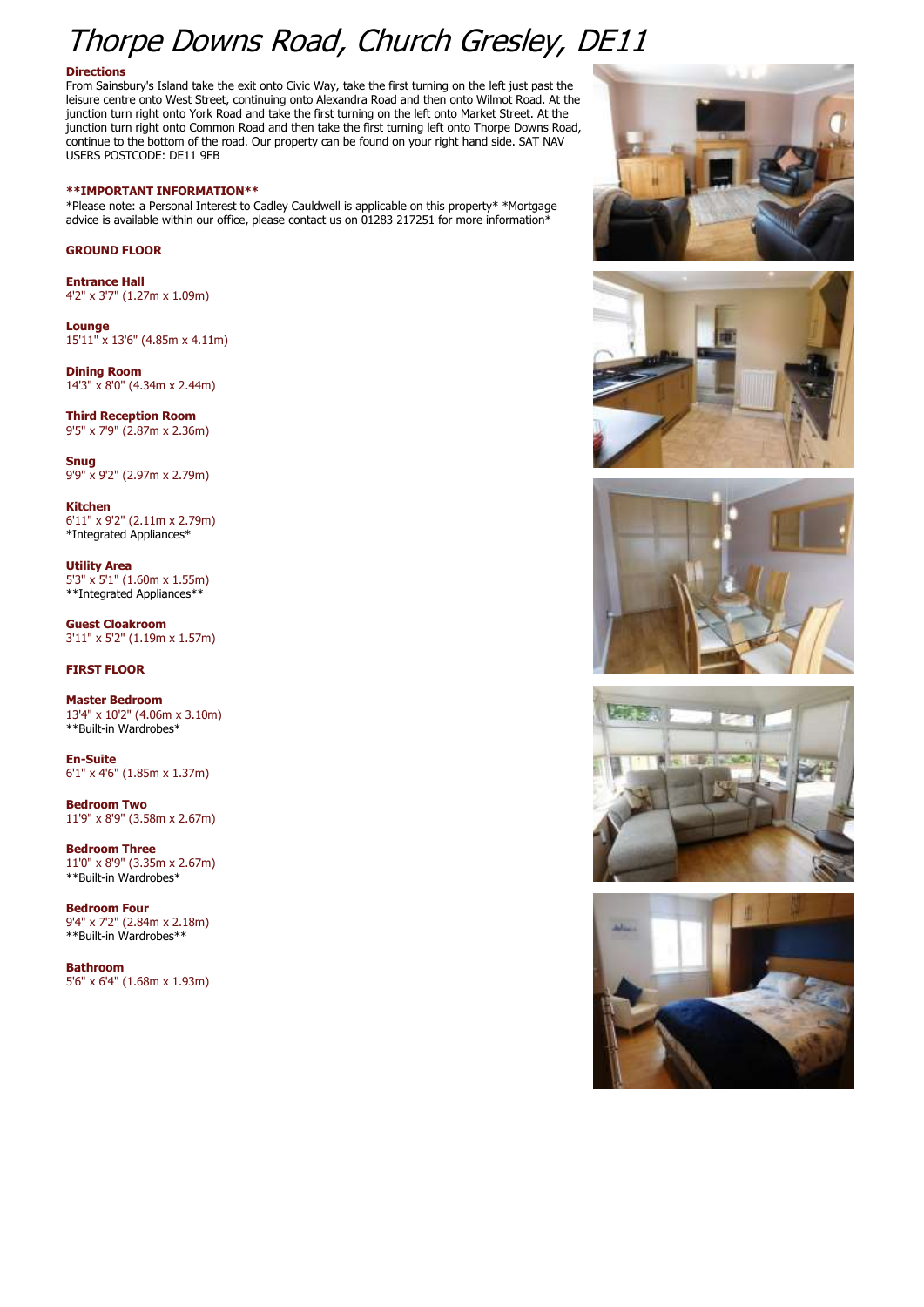# Thorpe Downs Road, Church Gresley, DE11

**Directions**

From Sainsbury's Island take the exit onto Civic Way, take the first turning on the left just past the leisure centre onto West Street, continuing onto Alexandra Road and then onto Wilmot Road. At the junction turn right onto York Road and take the first turning on the left onto Market Street. At the junction turn right onto Common Road and then take the first turning left onto Thorpe Downs Road, continue to the bottom of the road. Our property can be found on your right hand side. SAT NAV USERS POSTCODE: DE11 9FB

****IMPORTANT INFORMATION****

*Please note: a Personal Interest to Cadley Cauldwell is applicable on this property* *Mortgage advice is available within our office, please contact us on 01283 217251 for more information*

**GROUND FLOOR**

**Entrance Hall**
4'2" x 3'7" (1.27m x 1.09m)

**Lounge**
15'11" x 13'6" (4.85m x 4.11m)

**Dining Room**
14'3" x 8'0" (4.34m x 2.44m)

**Third Reception Room**
9'5" x 7'9" (2.87m x 2.36m)

**Snug**
9'9" x 9'2" (2.97m x 2.79m)

**Kitchen**
6'11" x 9'2" (2.11m x 2.79m)
*Integrated Appliances*

**Utility Area**
5'3" x 5'1" (1.60m x 1.55m)
**Integrated Appliances**

**Guest Cloakroom**
3'11" x 5'2" (1.19m x 1.57m)

**FIRST FLOOR**

**Master Bedroom**
13'4" x 10'2" (4.06m x 3.10m)
**Built-in Wardrobes*

**En-Suite**
6'1" x 4'6" (1.85m x 1.37m)

**Bedroom Two**
11'9" x 8'9" (3.58m x 2.67m)

**Bedroom Three**
11'0" x 8'9" (3.35m x 2.67m)
**Built-in Wardrobes*

**Bedroom Four**
9'4" x 7'2" (2.84m x 2.18m)
**Built-in Wardrobes**

**Bathroom**
5'6" x 6'4" (1.68m x 1.93m)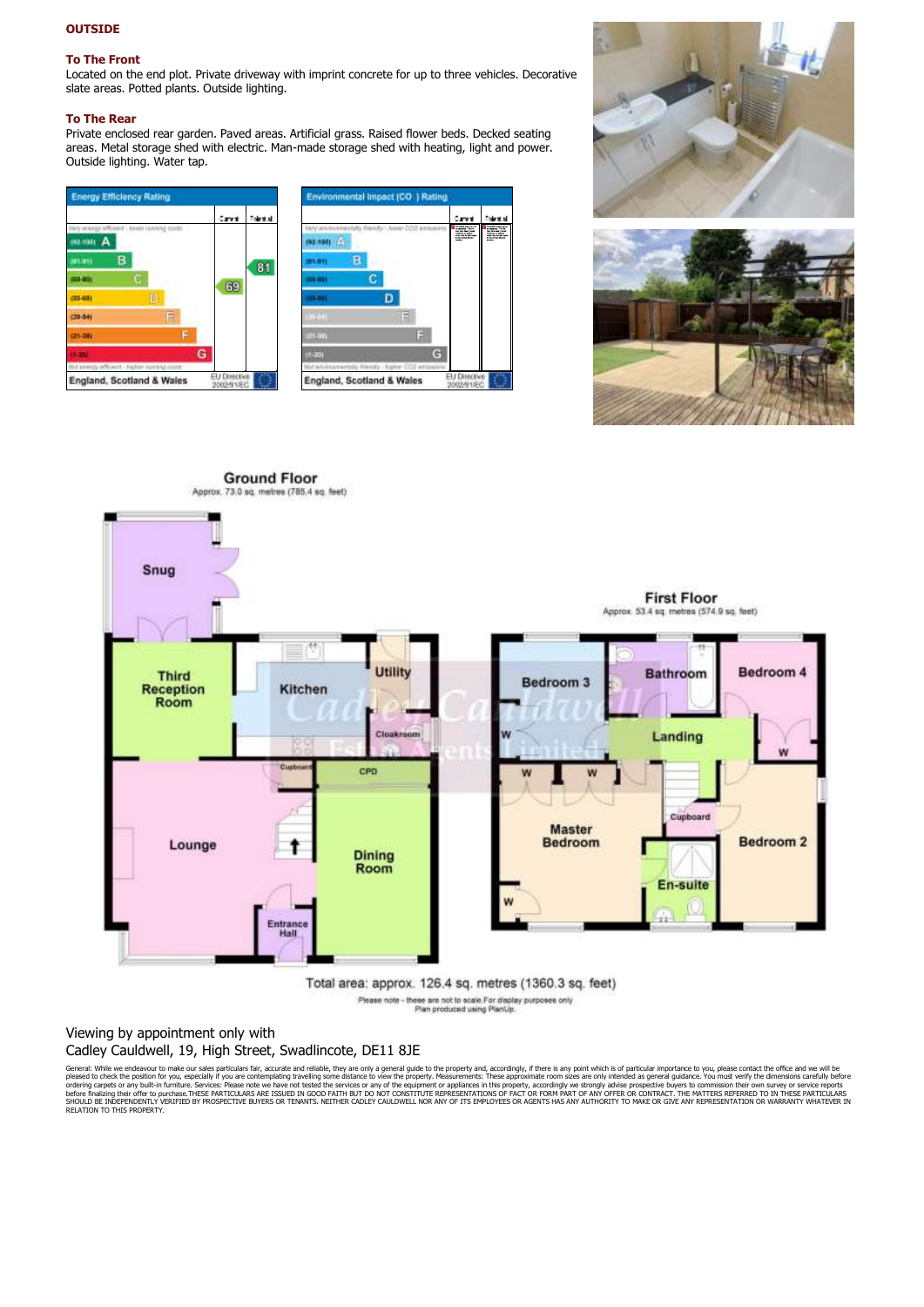## OUTSIDE

### To The Front

Located on the end plot. Private driveway with imprint concrete for up to three vehicles. Decorative slate areas. Potted plants. Outside lighting.

### To The Rear

Private enclosed rear garden. Paved areas. Artificial grass. Raised flower beds. Decked seating areas. Metal storage shed with electric. Man-made storage shed with heating, light and power. Outside lighting. Water tap.

Energy Efficiency Rating

Current 69

Potential 81

Very energy efficient - lower running costs

(92-100) A

(81-91) B

(69-80) C

(55-68) D

(39-54) E

(21-38) F

(1-20) G

Not energy efficient - higher running costs

England, Scotland & Wales

EU Directive 2002/91/EC

Environmental Impact ($CO_2$) Rating

Current

Potential

Very environmentally friendly - lower $CO_2$ emissions

(92-100) A

(81-91) B

(69-80) C

(55-68) D

(39-54) E

(21-38) F

(1-20) G

Not environmentally friendly - higher $CO_2$ emissions

England, Scotland & Wales

EU Directive 2002/91/EC

Ground Floor

Approx. 73.0 sq. metres (785.4 sq. feet)

Snug

Third Reception Room

Kitchen

Utility

Cloakroom

Cupboard

CPD

Lounge

Dining Room

Entrance Hall

First Floor

Approx. 53.4 sq. metres (574.9 sq. feet)

Bedroom 3

Bathroom

Bedroom 4

Landing

Master Bedroom

Cupboard

Bedroom 2

En-suite

Total area: approx. 126.4 sq. metres (1360.3 sq. feet)

Please note - these are not to scale For display purposes only
Plan produced using PlanUp.

Viewing by appointment only with
Cadley Cauldwell, 19, High Street, Swadlincote, DE11 8JE

General: While we endeavour to make our sales particulars fair, accurate and reliable, they are only a general guide to the property and, accordingly, if there is any point which is of particular importance to you, please contact the office and we will be pleased to check the position for you, especially if you are contemplating travelling some distance to view the property. Measurements: These approximate room sizes are only intended as general guidance. You must verify the dimensions carefully before ordering carpets or any built-in furniture. Services: Please note we have not tested the services or any of the equipment or appliances in this property, accordingly we strongly advise prospective buyers to commission their own survey or service reports before finalizing their offer to purchase.THESE PARTICULARS ARE ISSUED IN GOOD FAITH BUT DO NOT CONSTITUTE REPRESENTATIONS OF FACT OR FORM PART OF ANY OFFER OR CONTRACT. THE MATTERS REFERRED TO IN THESE PARTICULARS SHOULD BE INDEPENDENTLY VERIFIED BY PROSPECTIVE BUYERS OR TENANTS. NEITHER CADLEY CAULDWELL NOR ANY OF ITS EMPLOYEES OR AGENTS HAS ANY AUTHORITY TO MAKE OR GIVE ANY REPRESENTATION OR WARRANTY WHATEVER IN RELATION TO THIS PROPERTY.